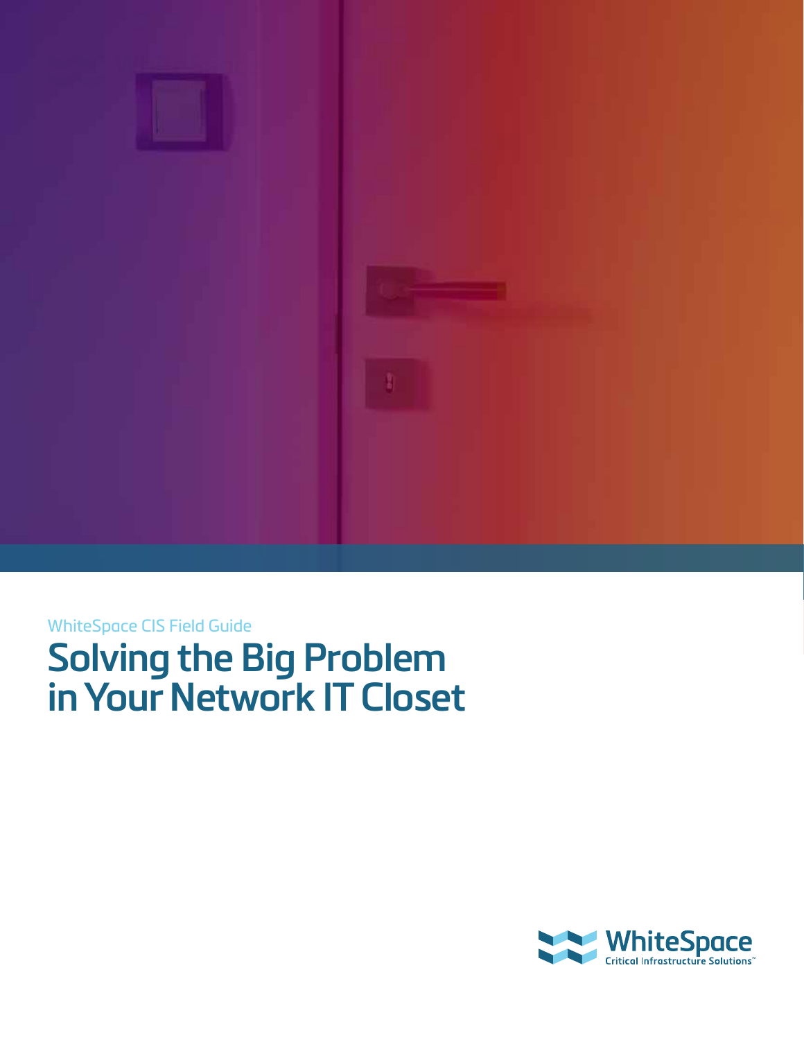WhiteSpace CIS Field Guide

# Solving the Big Problem in Your Network IT Closet

WhiteSpace
Critical Infrastructure Solutions™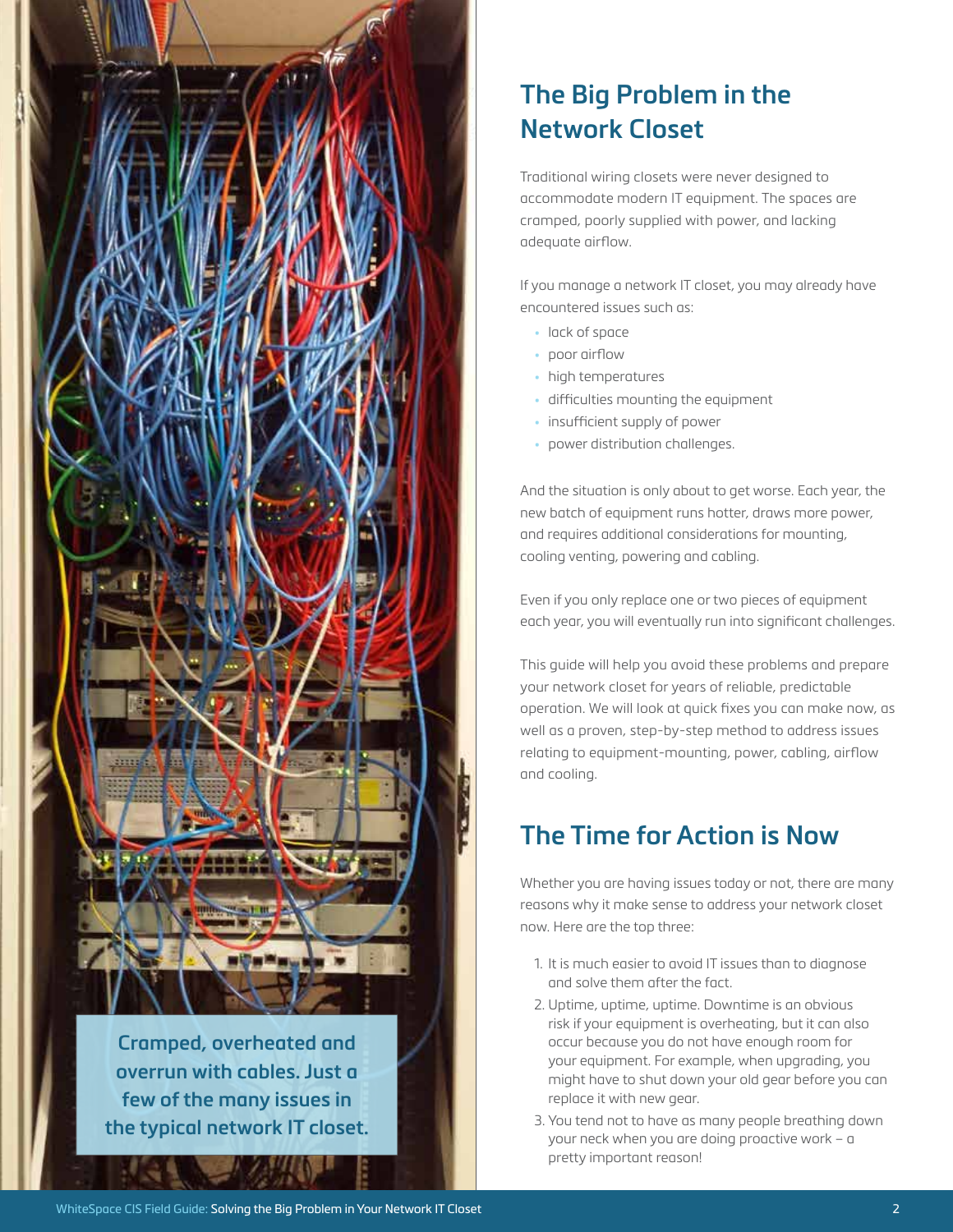Cramped, overheated and overrun with cables. Just a few of the many issues in the typical network IT closet.

## The Big Problem in the Network Closet

Traditional wiring closets were never designed to accommodate modern IT equipment. The spaces are cramped, poorly supplied with power, and lacking adequate airflow.

If you manage a network IT closet, you may already have encountered issues such as:

- lack of space
- poor airflow
- high temperatures
- difficulties mounting the equipment
- insufficient supply of power
- power distribution challenges.

And the situation is only about to get worse. Each year, the new batch of equipment runs hotter, draws more power, and requires additional considerations for mounting, cooling venting, powering and cabling.

Even if you only replace one or two pieces of equipment each year, you will eventually run into significant challenges.

This guide will help you avoid these problems and prepare your network closet for years of reliable, predictable operation. We will look at quick fixes you can make now, as well as a proven, step-by-step method to address issues relating to equipment-mounting, power, cabling, airflow and cooling.

## The Time for Action is Now

Whether you are having issues today or not, there are many reasons why it make sense to address your network closet now. Here are the top three:

1. It is much easier to avoid IT issues than to diagnose and solve them after the fact.
2. Uptime, uptime, uptime. Downtime is an obvious risk if your equipment is overheating, but it can also occur because you do not have enough room for your equipment. For example, when upgrading, you might have to shut down your old gear before you can replace it with new gear.
3. You tend not to have as many people breathing down your neck when you are doing proactive work – a pretty important reason!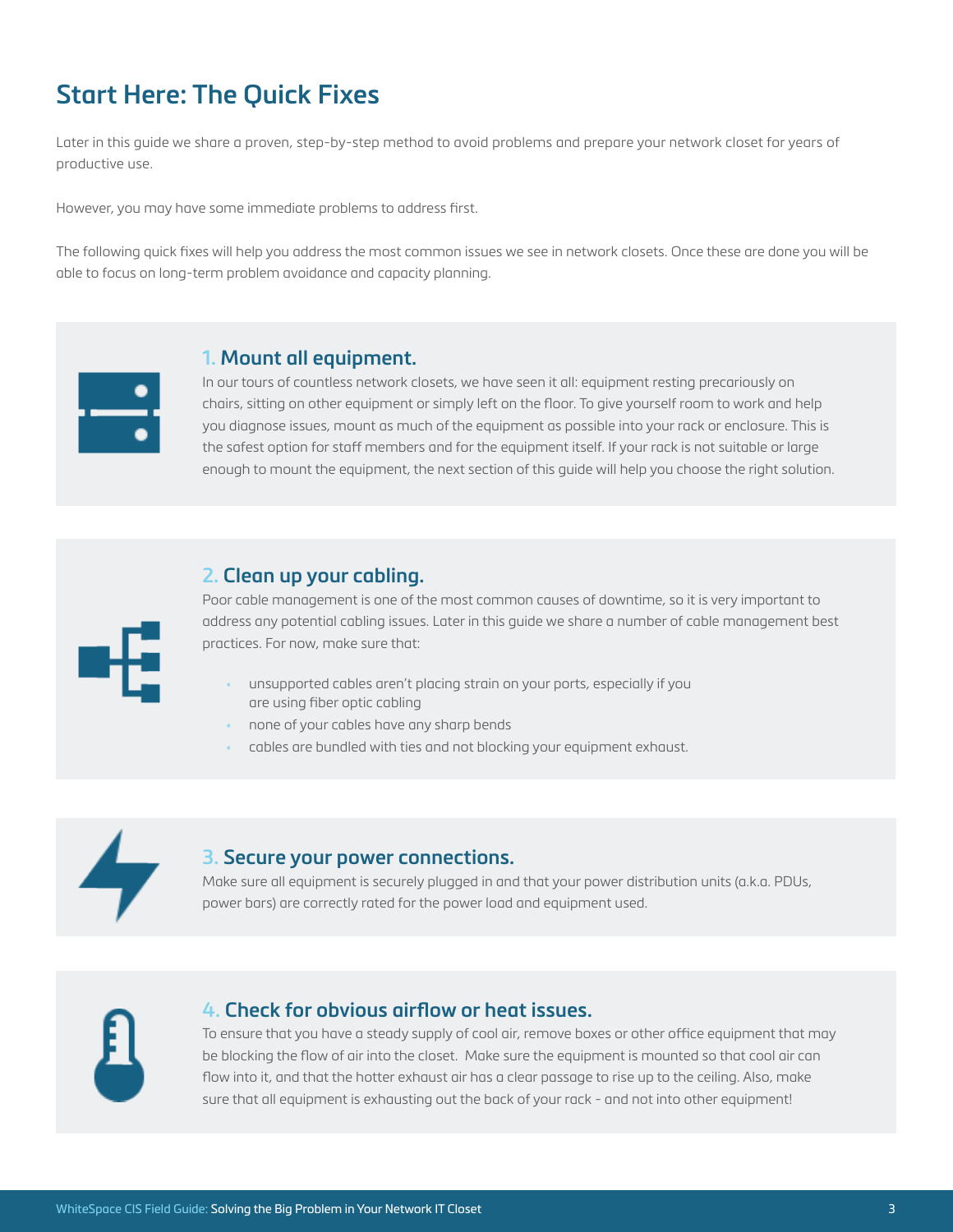# Start Here: The Quick Fixes

Later in this guide we share a proven, step-by-step method to avoid problems and prepare your network closet for years of productive use.

However, you may have some immediate problems to address first.

The following quick fixes will help you address the most common issues we see in network closets. Once these are done you will be able to focus on long-term problem avoidance and capacity planning.

## 1. Mount all equipment.

In our tours of countless network closets, we have seen it all: equipment resting precariously on chairs, sitting on other equipment or simply left on the floor. To give yourself room to work and help you diagnose issues, mount as much of the equipment as possible into your rack or enclosure. This is the safest option for staff members and for the equipment itself. If your rack is not suitable or large enough to mount the equipment, the next section of this guide will help you choose the right solution.

## 2. Clean up your cabling.

Poor cable management is one of the most common causes of downtime, so it is very important to address any potential cabling issues. Later in this guide we share a number of cable management best practices. For now, make sure that:

- unsupported cables aren't placing strain on your ports, especially if you are using fiber optic cabling
- none of your cables have any sharp bends
- cables are bundled with ties and not blocking your equipment exhaust.

## 3. Secure your power connections.

Make sure all equipment is securely plugged in and that your power distribution units (a.k.a. PDUs, power bars) are correctly rated for the power load and equipment used.

## 4. Check for obvious airflow or heat issues.

To ensure that you have a steady supply of cool air, remove boxes or other office equipment that may be blocking the flow of air into the closet. Make sure the equipment is mounted so that cool air can flow into it, and that the hotter exhaust air has a clear passage to rise up to the ceiling. Also, make sure that all equipment is exhausting out the back of your rack - and not into other equipment!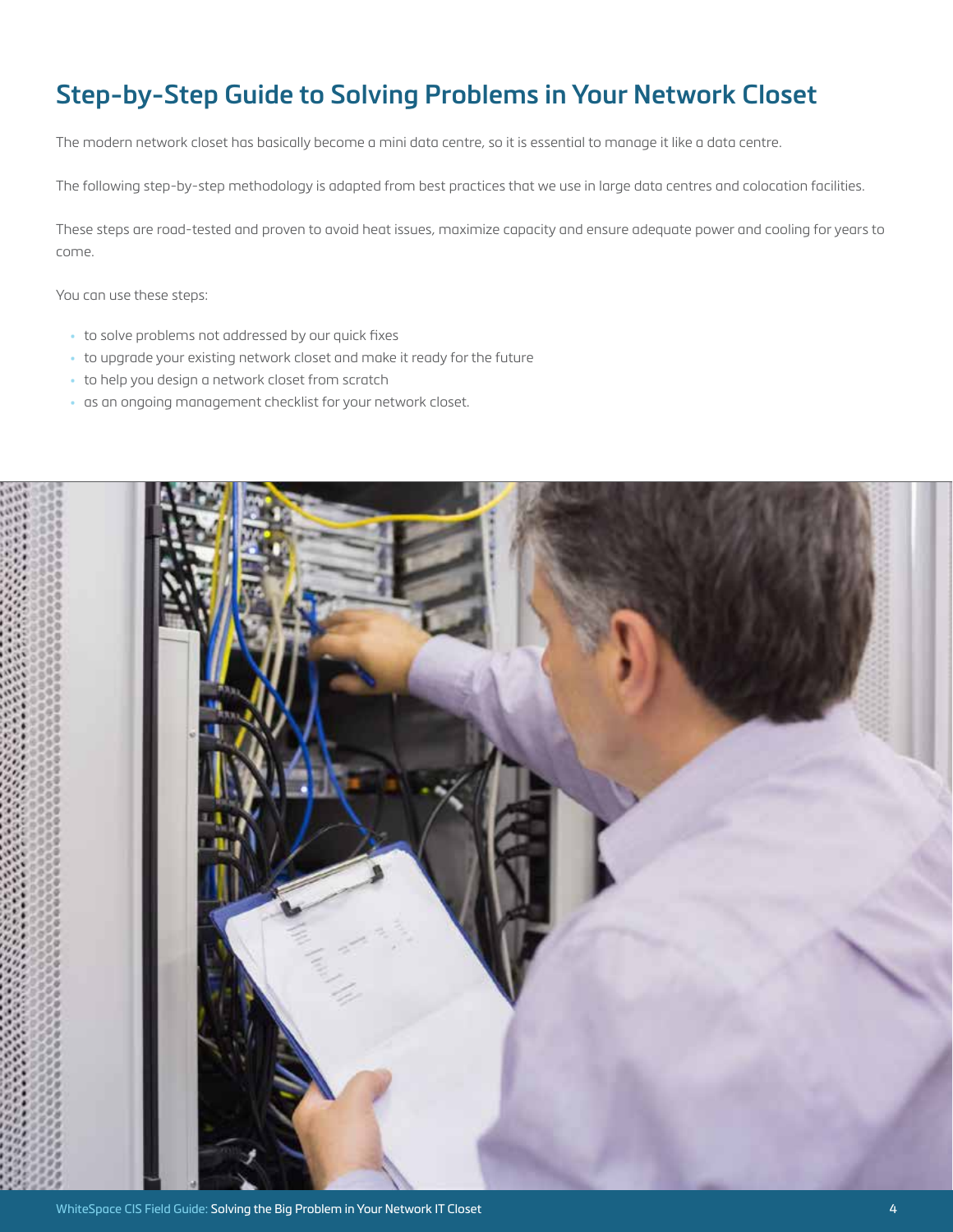# Step-by-Step Guide to Solving Problems in Your Network Closet

The modern network closet has basically become a mini data centre, so it is essential to manage it like a data centre.

The following step-by-step methodology is adapted from best practices that we use in large data centres and colocation facilities.

These steps are road-tested and proven to avoid heat issues, maximize capacity and ensure adequate power and cooling for years to come.

You can use these steps:

- to solve problems not addressed by our quick fixes
- to upgrade your existing network closet and make it ready for the future
- to help you design a network closet from scratch
- as an ongoing management checklist for your network closet.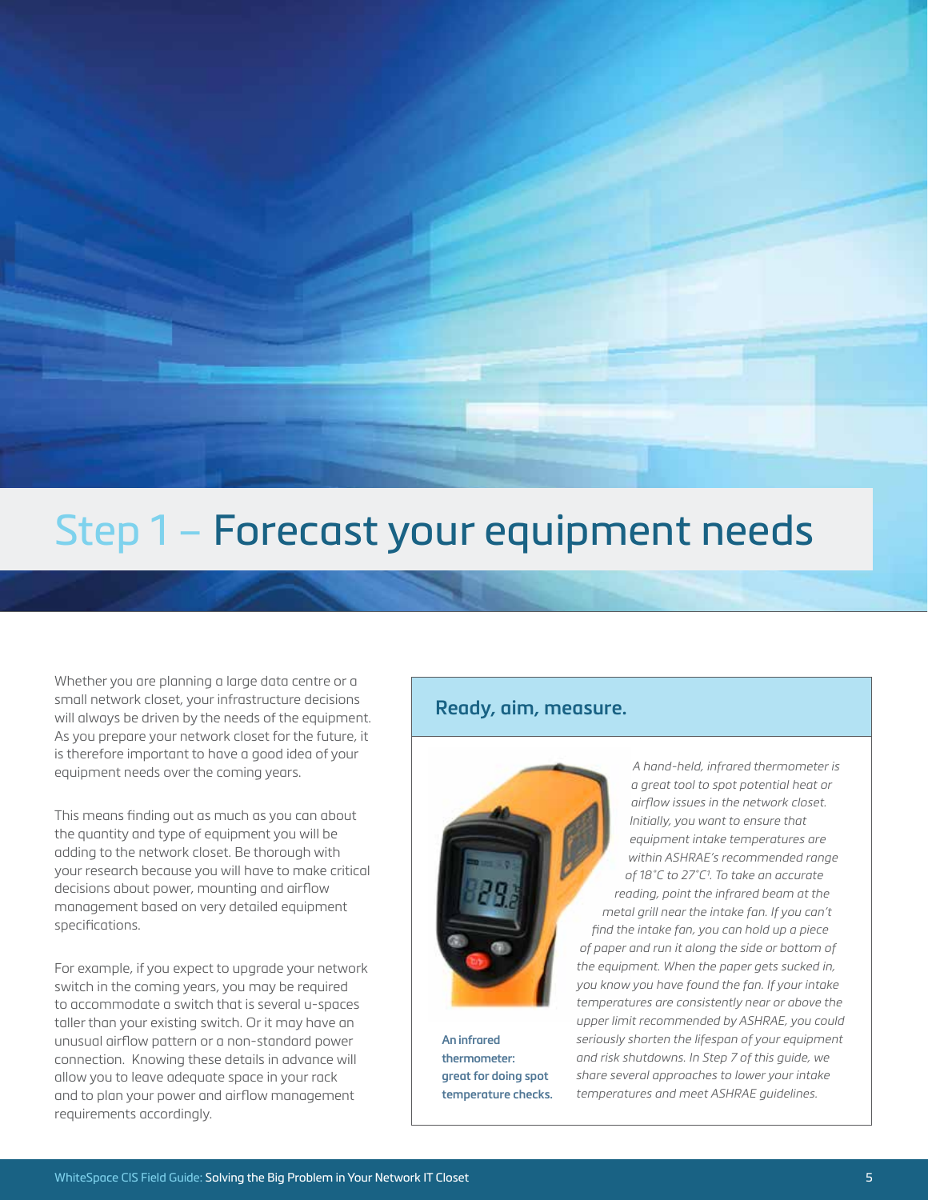# Step 1 – Forecast your equipment needs

Whether you are planning a large data centre or a small network closet, your infrastructure decisions will always be driven by the needs of the equipment. As you prepare your network closet for the future, it is therefore important to have a good idea of your equipment needs over the coming years.

This means finding out as much as you can about the quantity and type of equipment you will be adding to the network closet. Be thorough with your research because you will have to make critical decisions about power, mounting and airflow management based on very detailed equipment specifications.

For example, if you expect to upgrade your network switch in the coming years, you may be required to accommodate a switch that is several u-spaces taller than your existing switch. Or it may have an unusual airflow pattern or a non-standard power connection. Knowing these details in advance will allow you to leave adequate space in your rack and to plan your power and airflow management requirements accordingly.

## Ready, aim, measure.

*A hand-held, infrared thermometer is a great tool to spot potential heat or airflow issues in the network closet. Initially, you want to ensure that equipment intake temperatures are within ASHRAE's recommended range of 18°C to 27°C[1]. To take an accurate reading, point the infrared beam at the metal grill near the intake fan. If you can't find the intake fan, you can hold up a piece of paper and run it along the side or bottom of the equipment. When the paper gets sucked in, you know you have found the fan. If your intake temperatures are consistently near or above the upper limit recommended by ASHRAE, you could seriously shorten the lifespan of your equipment and risk shutdowns. In Step 7 of this guide, we share several approaches to lower your intake temperatures and meet ASHRAE guidelines.*

**An infrared thermometer: great for doing spot temperature checks.**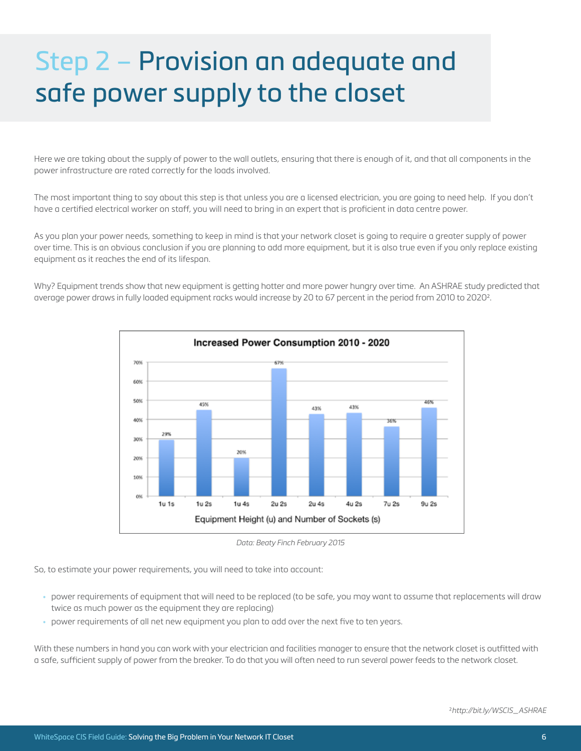# Step 2 – Provision an adequate and safe power supply to the closet

Here we are taking about the supply of power to the wall outlets, ensuring that there is enough of it, and that all components in the power infrastructure are rated correctly for the loads involved.

The most important thing to say about this step is that unless you are a licensed electrician, you are going to need help. If you don't have a certified electrical worker on staff, you will need to bring in an expert that is proficient in data centre power.

As you plan your power needs, something to keep in mind is that your network closet is going to require a greater supply of power over time. This is an obvious conclusion if you are planning to add more equipment, but it is also true even if you only replace existing equipment as it reaches the end of its lifespan.

Why? Equipment trends show that new equipment is getting hotter and more power hungry over time. An ASHRAE study predicted that average power draws in fully loaded equipment racks would increase by 20 to 67 percent in the period from 2010 to 2020[2].

**Increased Power Consumption 2010 - 2020**

| Equipment Height (u) and Number of Sockets (s) | Increase |
|---|---|
| 1u 1s | 29% |
| 1u 2s | 45% |
| 1u 4s | 20% |
| 2u 2s | 67% |
| 2u 4s | 43% |
| 4u 2s | 43% |
| 7u 2s | 36% |
| 9u 2s | 46% |

*Data: Beaty Finch February 2015*

So, to estimate your power requirements, you will need to take into account:

- power requirements of equipment that will need to be replaced (to be safe, you may want to assume that replacements will draw twice as much power as the equipment they are replacing)
- power requirements of all net new equipment you plan to add over the next five to ten years.

With these numbers in hand you can work with your electrician and facilities manager to ensure that the network closet is outfitted with a safe, sufficient supply of power from the breaker. To do that you will often need to run several power feeds to the network closet.

[2] *http://bit.ly/WSCIS_ASHRAE*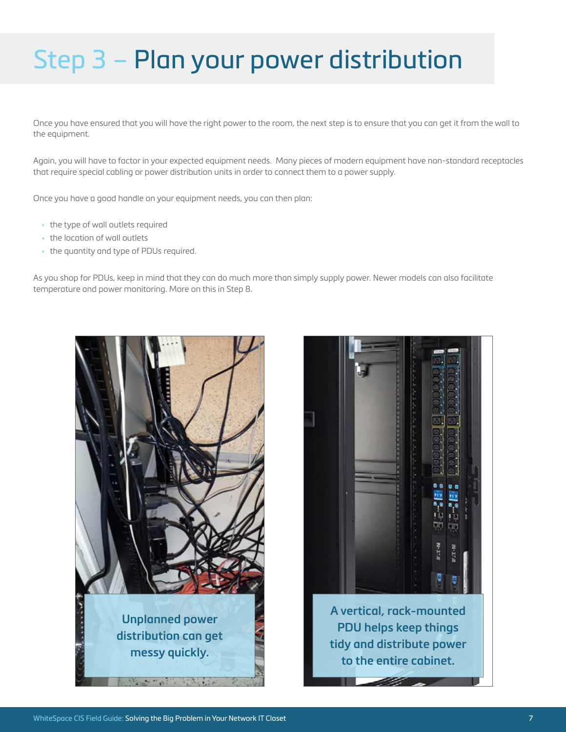# Step 3 – Plan your power distribution

Once you have ensured that you will have the right power to the room, the next step is to ensure that you can get it from the wall to the equipment.

Again, you will have to factor in your expected equipment needs. Many pieces of modern equipment have non-standard receptacles that require special cabling or power distribution units in order to connect them to a power supply.

Once you have a good handle on your equipment needs, you can then plan:

- the type of wall outlets required
- the location of wall outlets
- the quantity and type of PDUs required.

As you shop for PDUs, keep in mind that they can do much more than simply supply power. Newer models can also facilitate temperature and power monitoring. More on this in Step 8.

**Unplanned power distribution can get messy quickly.**

**A vertical, rack-mounted PDU helps keep things tidy and distribute power to the entire cabinet.**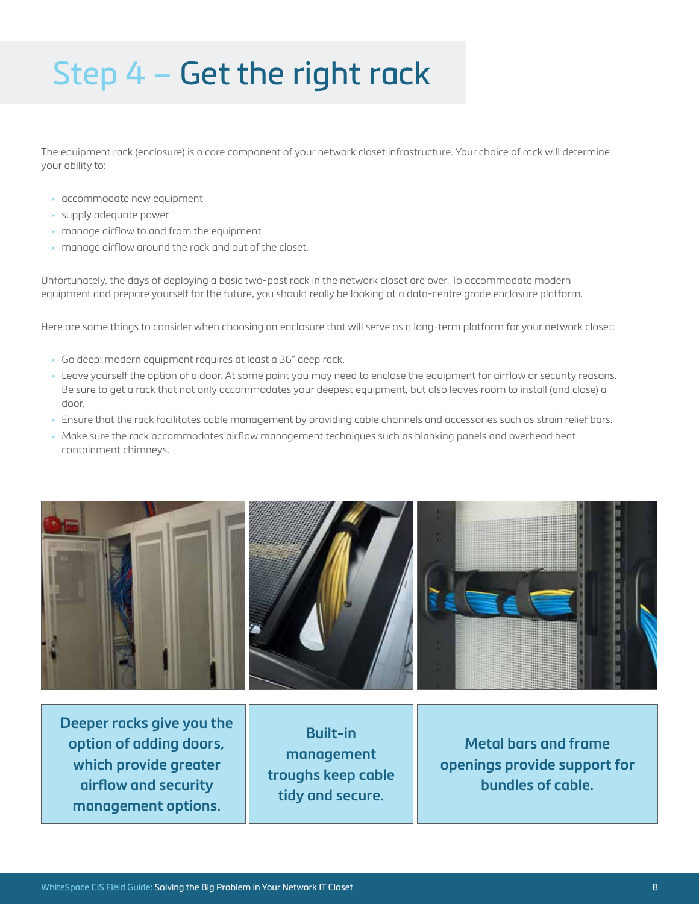# Step 4 – Get the right rack

The equipment rack (enclosure) is a core component of your network closet infrastructure. Your choice of rack will determine your ability to:

- accommodate new equipment
- supply adequate power
- manage airflow to and from the equipment
- manage airflow around the rack and out of the closet.

Unfortunately, the days of deploying a basic two-post rack in the network closet are over. To accommodate modern equipment and prepare yourself for the future, you should really be looking at a data-centre grade enclosure platform.

Here are some things to consider when choosing an enclosure that will serve as a long-term platform for your network closet:

- Go deep: modern equipment requires at least a 36" deep rack.
- Leave yourself the option of a door. At some point you may need to enclose the equipment for airflow or security reasons. Be sure to get a rack that not only accommodates your deepest equipment, but also leaves room to install (and close) a door.
- Ensure that the rack facilitates cable management by providing cable channels and accessories such as strain relief bars.
- Make sure the rack accommodates airflow management techniques such as blanking panels and overhead heat containment chimneys.

**Deeper racks give you the option of adding doors, which provide greater airflow and security management options.**

**Built-in management troughs keep cable tidy and secure.**

**Metal bars and frame openings provide support for bundles of cable.**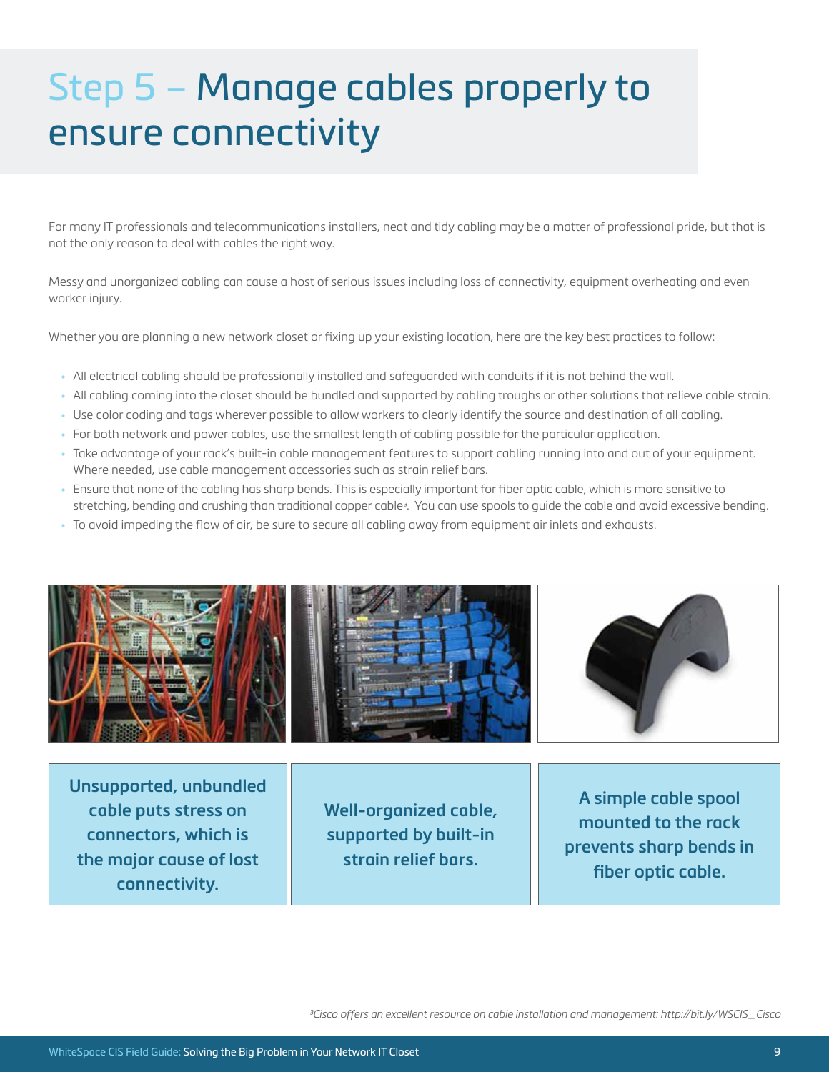# Step 5 – Manage cables properly to ensure connectivity

For many IT professionals and telecommunications installers, neat and tidy cabling may be a matter of professional pride, but that is not the only reason to deal with cables the right way.

Messy and unorganized cabling can cause a host of serious issues including loss of connectivity, equipment overheating and even worker injury.

Whether you are planning a new network closet or fixing up your existing location, here are the key best practices to follow:

- All electrical cabling should be professionally installed and safeguarded with conduits if it is not behind the wall.
- All cabling coming into the closet should be bundled and supported by cabling troughs or other solutions that relieve cable strain.
- Use color coding and tags wherever possible to allow workers to clearly identify the source and destination of all cabling.
- For both network and power cables, use the smallest length of cabling possible for the particular application.
- Take advantage of your rack's built-in cable management features to support cabling running into and out of your equipment. Where needed, use cable management accessories such as strain relief bars.
- Ensure that none of the cabling has sharp bends. This is especially important for fiber optic cable, which is more sensitive to stretching, bending and crushing than traditional copper cable[3]. You can use spools to guide the cable and avoid excessive bending.
- To avoid impeding the flow of air, be sure to secure all cabling away from equipment air inlets and exhausts.

**Unsupported, unbundled cable puts stress on connectors, which is the major cause of lost connectivity.**

**Well-organized cable, supported by built-in strain relief bars.**

**A simple cable spool mounted to the rack prevents sharp bends in fiber optic cable.**

*[3]Cisco offers an excellent resource on cable installation and management: http://bit.ly/WSCIS_Cisco*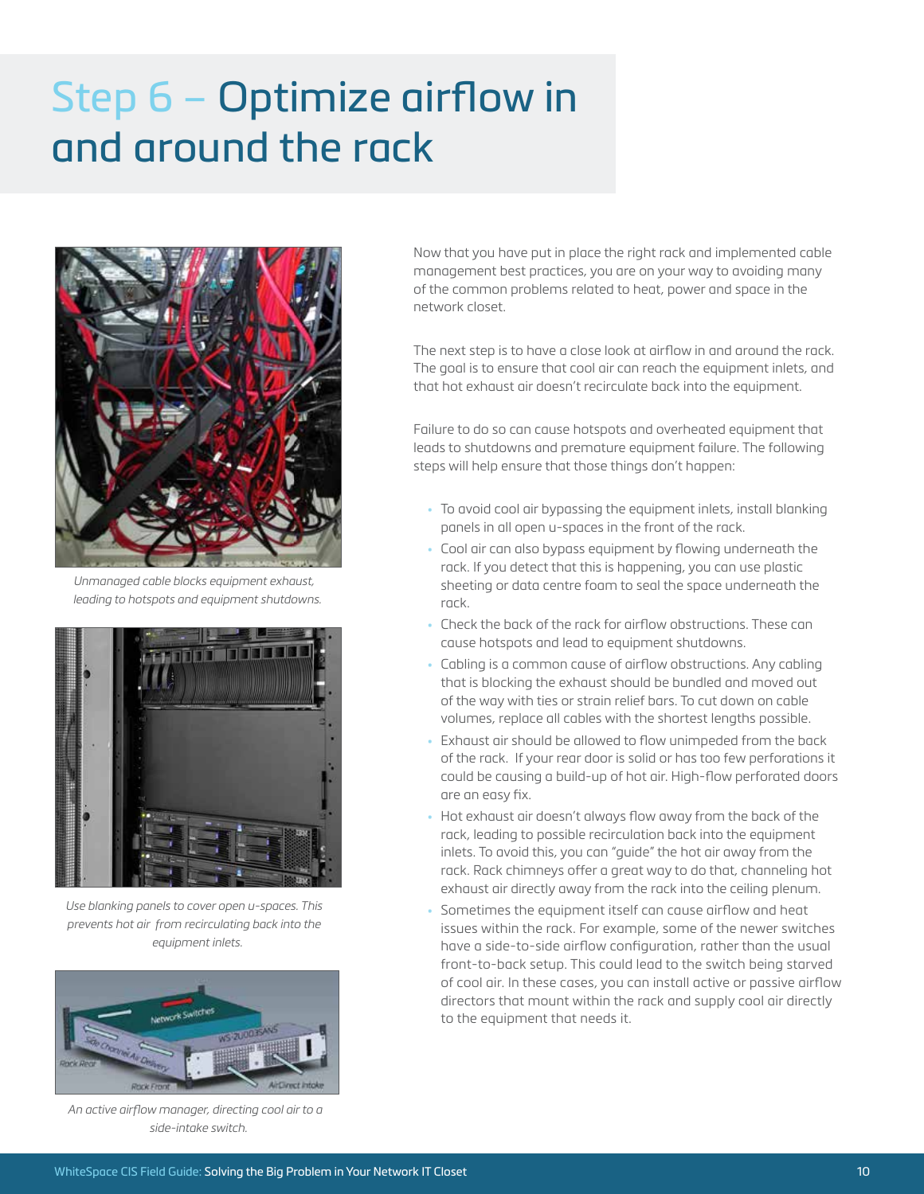# Step 6 – Optimize airflow in and around the rack

*Unmanaged cable blocks equipment exhaust, leading to hotspots and equipment shutdowns.*

*Use blanking panels to cover open u-spaces. This prevents hot air from recirculating back into the equipment inlets.*

*An active airflow manager, directing cool air to a side-intake switch.*

Now that you have put in place the right rack and implemented cable management best practices, you are on your way to avoiding many of the common problems related to heat, power and space in the network closet.

The next step is to have a close look at airflow in and around the rack. The goal is to ensure that cool air can reach the equipment inlets, and that hot exhaust air doesn't recirculate back into the equipment.

Failure to do so can cause hotspots and overheated equipment that leads to shutdowns and premature equipment failure. The following steps will help ensure that those things don't happen:

- To avoid cool air bypassing the equipment inlets, install blanking panels in all open u-spaces in the front of the rack.
- Cool air can also bypass equipment by flowing underneath the rack. If you detect that this is happening, you can use plastic sheeting or data centre foam to seal the space underneath the rack.
- Check the back of the rack for airflow obstructions. These can cause hotspots and lead to equipment shutdowns.
- Cabling is a common cause of airflow obstructions. Any cabling that is blocking the exhaust should be bundled and moved out of the way with ties or strain relief bars. To cut down on cable volumes, replace all cables with the shortest lengths possible.
- Exhaust air should be allowed to flow unimpeded from the back of the rack. If your rear door is solid or has too few perforations it could be causing a build-up of hot air. High-flow perforated doors are an easy fix.
- Hot exhaust air doesn't always flow away from the back of the rack, leading to possible recirculation back into the equipment inlets. To avoid this, you can "guide" the hot air away from the rack. Rack chimneys offer a great way to do that, channeling hot exhaust air directly away from the rack into the ceiling plenum.
- Sometimes the equipment itself can cause airflow and heat issues within the rack. For example, some of the newer switches have a side-to-side airflow configuration, rather than the usual front-to-back setup. This could lead to the switch being starved of cool air. In these cases, you can install active or passive airflow directors that mount within the rack and supply cool air directly to the equipment that needs it.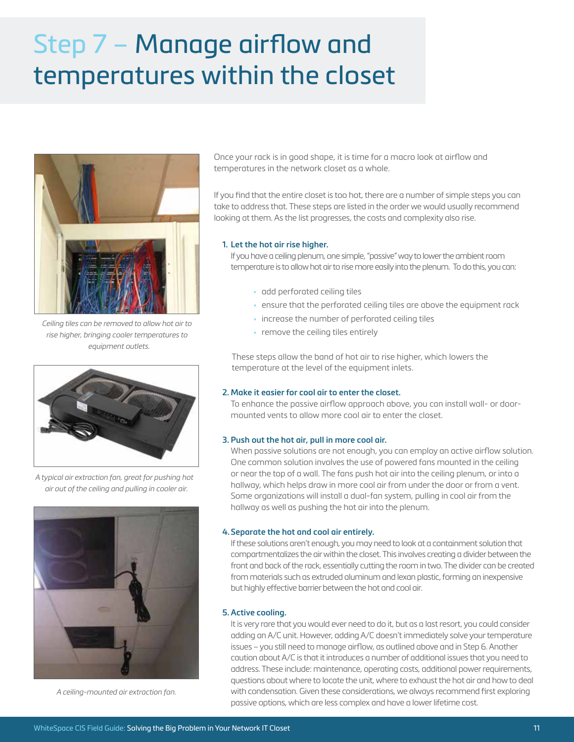# Step 7 – Manage airflow and temperatures within the closet

*Ceiling tiles can be removed to allow hot air to rise higher, bringing cooler temperatures to equipment outlets.*

*A typical air extraction fan, great for pushing hot air out of the ceiling and pulling in cooler air.*

*A ceiling-mounted air extraction fan.*

Once your rack is in good shape, it is time for a macro look at airflow and temperatures in the network closet as a whole.

If you find that the entire closet is too hot, there are a number of simple steps you can take to address that. These steps are listed in the order we would usually recommend looking at them. As the list progresses, the costs and complexity also rise.

1. **Let the hot air rise higher.**
   If you have a ceiling plenum, one simple, "passive" way to lower the ambient room temperature is to allow hot air to rise more easily into the plenum. To do this, you can:

   - add perforated ceiling tiles
   - ensure that the perforated ceiling tiles are above the equipment rack
   - increase the number of perforated ceiling tiles
   - remove the ceiling tiles entirely

   These steps allow the band of hot air to rise higher, which lowers the temperature at the level of the equipment inlets.

2. **Make it easier for cool air to enter the closet.**
   To enhance the passive airflow approach above, you can install wall- or door-mounted vents to allow more cool air to enter the closet.

3. **Push out the hot air, pull in more cool air.**
   When passive solutions are not enough, you can employ an active airflow solution. One common solution involves the use of powered fans mounted in the ceiling or near the top of a wall. The fans push hot air into the ceiling plenum, or into a hallway, which helps draw in more cool air from under the door or from a vent. Some organizations will install a dual-fan system, pulling in cool air from the hallway as well as pushing the hot air into the plenum.

4. **Separate the hot and cool air entirely.**
   If these solutions aren't enough, you may need to look at a containment solution that compartmentalizes the air within the closet. This involves creating a divider between the front and back of the rack, essentially cutting the room in two. The divider can be created from materials such as extruded aluminum and lexan plastic, forming an inexpensive but highly effective barrier between the hot and cool air.

5. **Active cooling.**
   It is very rare that you would ever need to do it, but as a last resort, you could consider adding an A/C unit. However, adding A/C doesn't immediately solve your temperature issues – you still need to manage airflow, as outlined above and in Step 6. Another caution about A/C is that it introduces a number of additional issues that you need to address. These include: maintenance, operating costs, additional power requirements, questions about where to locate the unit, where to exhaust the hot air and how to deal with condensation. Given these considerations, we always recommend first exploring passive options, which are less complex and have a lower lifetime cost.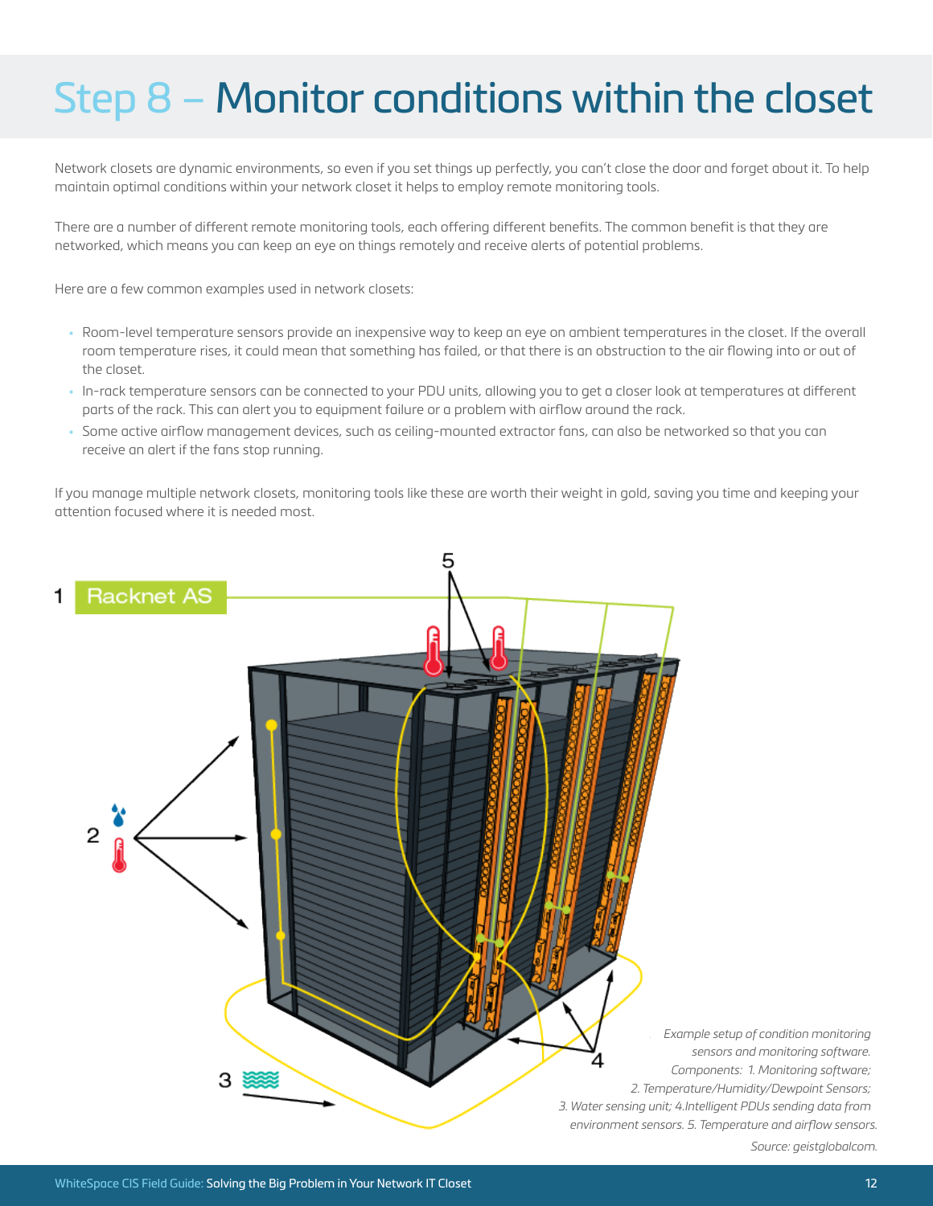# Step 8 – Monitor conditions within the closet

Network closets are dynamic environments, so even if you set things up perfectly, you can't close the door and forget about it. To help maintain optimal conditions within your network closet it helps to employ remote monitoring tools.

There are a number of different remote monitoring tools, each offering different benefits. The common benefit is that they are networked, which means you can keep an eye on things remotely and receive alerts of potential problems.

Here are a few common examples used in network closets:

- Room-level temperature sensors provide an inexpensive way to keep an eye on ambient temperatures in the closet. If the overall room temperature rises, it could mean that something has failed, or that there is an obstruction to the air flowing into or out of the closet.
- In-rack temperature sensors can be connected to your PDU units, allowing you to get a closer look at temperatures at different parts of the rack. This can alert you to equipment failure or a problem with airflow around the rack.
- Some active airflow management devices, such as ceiling-mounted extractor fans, can also be networked so that you can receive an alert if the fans stop running.

If you manage multiple network closets, monitoring tools like these are worth their weight in gold, saving you time and keeping your attention focused where it is needed most.

*Example setup of condition monitoring sensors and monitoring software. Components: 1. Monitoring software; 2. Temperature/Humidity/Dewpoint Sensors; 3. Water sensing unit; 4.Intelligent PDUs sending data from environment sensors. 5. Temperature and airflow sensors.*

*Source: geistglobalcom.*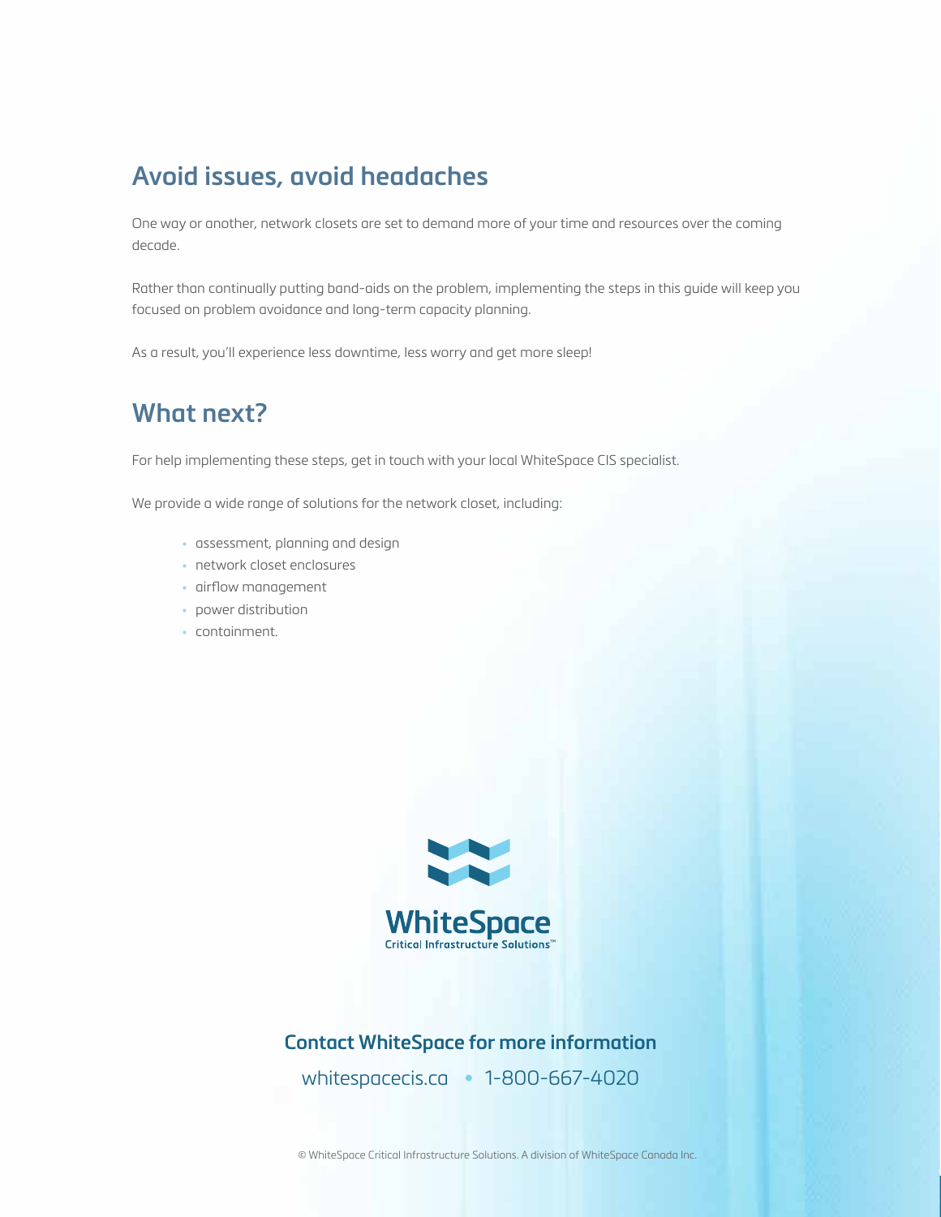## Avoid issues, avoid headaches

One way or another, network closets are set to demand more of your time and resources over the coming decade.

Rather than continually putting band-aids on the problem, implementing the steps in this guide will keep you focused on problem avoidance and long-term capacity planning.

As a result, you'll experience less downtime, less worry and get more sleep!

## What next?

For help implementing these steps, get in touch with your local WhiteSpace CIS specialist.

We provide a wide range of solutions for the network closet, including:

- assessment, planning and design
- network closet enclosures
- airflow management
- power distribution
- containment.

WhiteSpace
Critical Infrastructure Solutions™

**Contact WhiteSpace for more information**

whitespacecis.ca • 1-800-667-4020

© WhiteSpace Critical Infrastructure Solutions. A division of WhiteSpace Canada Inc.